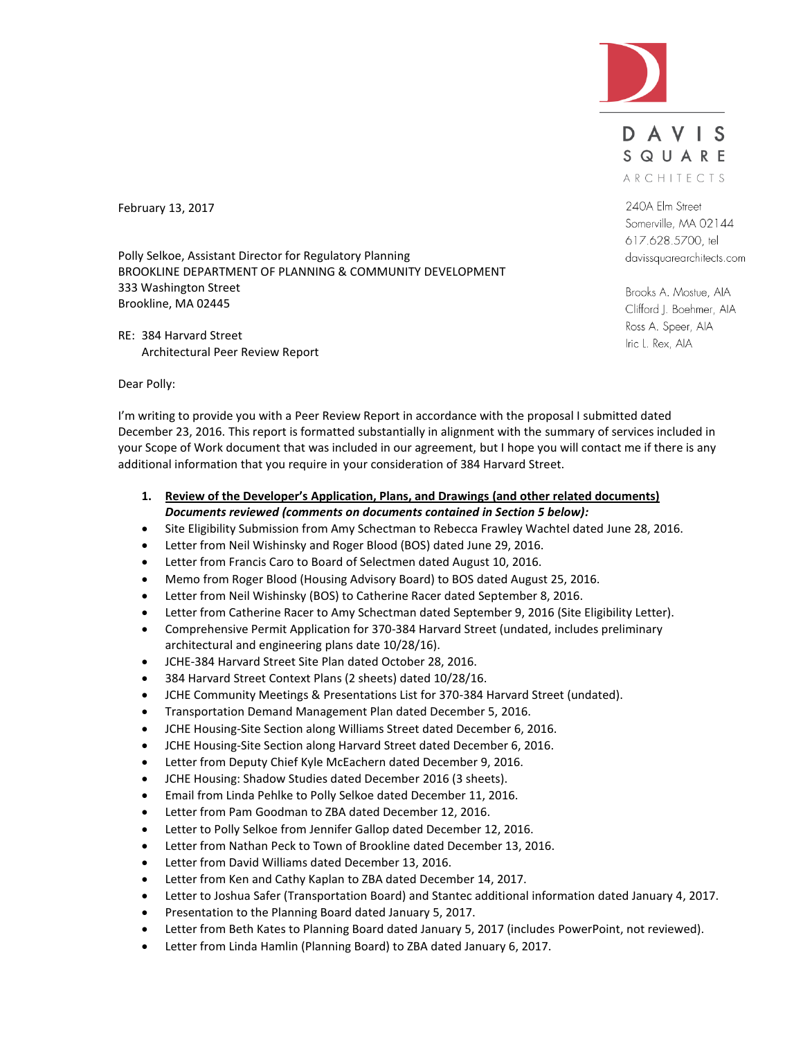DAVIS SQUARE ARCHITECTS

240A Elm Street
Somerville, MA 02144
617.628.5700, tel
davissquarearchitects.com

Brooks A. Mostue, AIA
Clifford J. Boehmer, AIA
Ross A. Speer, AIA
Iric L. Rex, AIA

February 13, 2017

Polly Selkoe, Assistant Director for Regulatory Planning
BROOKLINE DEPARTMENT OF PLANNING & COMMUNITY DEVELOPMENT
333 Washington Street
Brookline, MA 02445

RE: 384 Harvard Street
Architectural Peer Review Report

Dear Polly:

I'm writing to provide you with a Peer Review Report in accordance with the proposal I submitted dated December 23, 2016. This report is formatted substantially in alignment with the summary of services included in your Scope of Work document that was included in our agreement, but I hope you will contact me if there is any additional information that you require in your consideration of 384 Harvard Street.

1. **Review of the Developer's Application, Plans, and Drawings (and other related documents)**
   ***Documents reviewed (comments on documents contained in Section 5 below):***

- Site Eligibility Submission from Amy Schectman to Rebecca Frawley Wachtel dated June 28, 2016.
- Letter from Neil Wishinsky and Roger Blood (BOS) dated June 29, 2016.
- Letter from Francis Caro to Board of Selectmen dated August 10, 2016.
- Memo from Roger Blood (Housing Advisory Board) to BOS dated August 25, 2016.
- Letter from Neil Wishinsky (BOS) to Catherine Racer dated September 8, 2016.
- Letter from Catherine Racer to Amy Schectman dated September 9, 2016 (Site Eligibility Letter).
- Comprehensive Permit Application for 370-384 Harvard Street (undated, includes preliminary architectural and engineering plans date 10/28/16).
- JCHE-384 Harvard Street Site Plan dated October 28, 2016.
- 384 Harvard Street Context Plans (2 sheets) dated 10/28/16.
- JCHE Community Meetings & Presentations List for 370-384 Harvard Street (undated).
- Transportation Demand Management Plan dated December 5, 2016.
- JCHE Housing-Site Section along Williams Street dated December 6, 2016.
- JCHE Housing-Site Section along Harvard Street dated December 6, 2016.
- Letter from Deputy Chief Kyle McEachern dated December 9, 2016.
- JCHE Housing: Shadow Studies dated December 2016 (3 sheets).
- Email from Linda Pehlke to Polly Selkoe dated December 11, 2016.
- Letter from Pam Goodman to ZBA dated December 12, 2016.
- Letter to Polly Selkoe from Jennifer Gallop dated December 12, 2016.
- Letter from Nathan Peck to Town of Brookline dated December 13, 2016.
- Letter from David Williams dated December 13, 2016.
- Letter from Ken and Cathy Kaplan to ZBA dated December 14, 2017.
- Letter to Joshua Safer (Transportation Board) and Stantec additional information dated January 4, 2017.
- Presentation to the Planning Board dated January 5, 2017.
- Letter from Beth Kates to Planning Board dated January 5, 2017 (includes PowerPoint, not reviewed).
- Letter from Linda Hamlin (Planning Board) to ZBA dated January 6, 2017.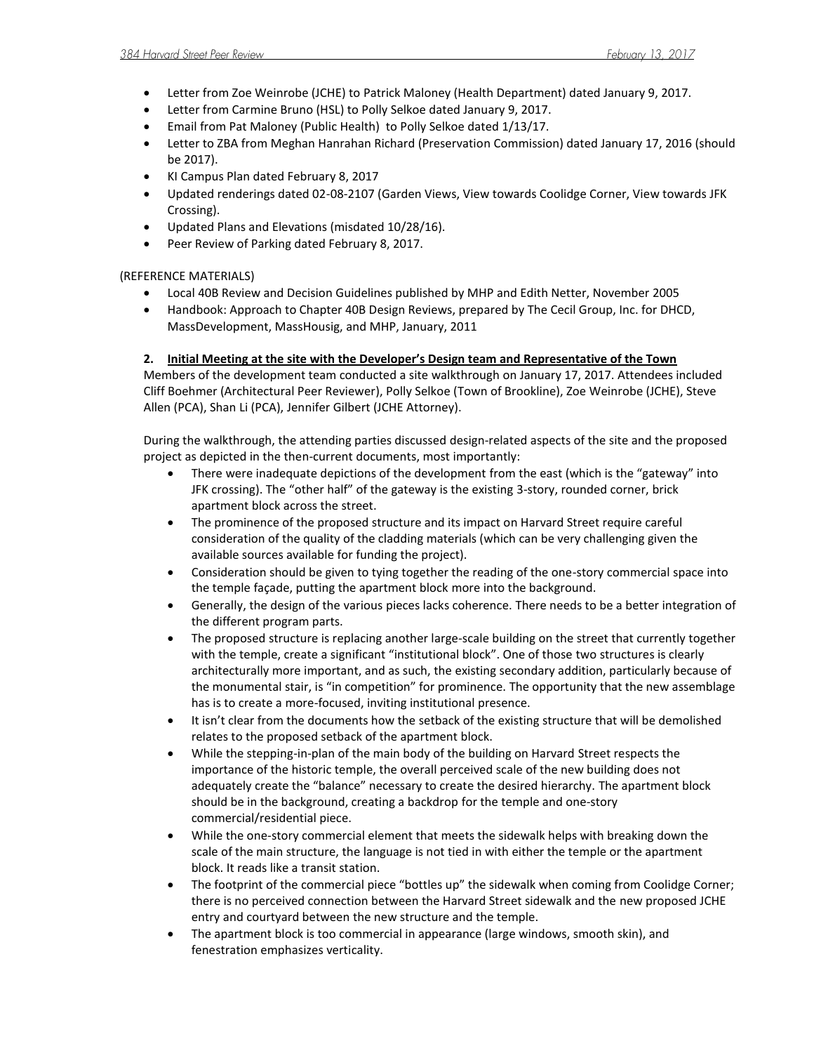- Letter from Zoe Weinrobe (JCHE) to Patrick Maloney (Health Department) dated January 9, 2017.
- Letter from Carmine Bruno (HSL) to Polly Selkoe dated January 9, 2017.
- Email from Pat Maloney (Public Health) to Polly Selkoe dated 1/13/17.
- Letter to ZBA from Meghan Hanrahan Richard (Preservation Commission) dated January 17, 2016 (should be 2017).
- KI Campus Plan dated February 8, 2017
- Updated renderings dated 02-08-2107 (Garden Views, View towards Coolidge Corner, View towards JFK Crossing).
- Updated Plans and Elevations (misdated 10/28/16).
- Peer Review of Parking dated February 8, 2017.

(REFERENCE MATERIALS)

- Local 40B Review and Decision Guidelines published by MHP and Edith Netter, November 2005
- Handbook: Approach to Chapter 40B Design Reviews, prepared by The Cecil Group, Inc. for DHCD, MassDevelopment, MassHousig, and MHP, January, 2011

**2. Initial Meeting at the site with the Developer's Design team and Representative of the Town**

Members of the development team conducted a site walkthrough on January 17, 2017. Attendees included Cliff Boehmer (Architectural Peer Reviewer), Polly Selkoe (Town of Brookline), Zoe Weinrobe (JCHE), Steve Allen (PCA), Shan Li (PCA), Jennifer Gilbert (JCHE Attorney).

During the walkthrough, the attending parties discussed design-related aspects of the site and the proposed project as depicted in the then-current documents, most importantly:

- There were inadequate depictions of the development from the east (which is the "gateway" into JFK crossing). The "other half" of the gateway is the existing 3-story, rounded corner, brick apartment block across the street.
- The prominence of the proposed structure and its impact on Harvard Street require careful consideration of the quality of the cladding materials (which can be very challenging given the available sources available for funding the project).
- Consideration should be given to tying together the reading of the one-story commercial space into the temple façade, putting the apartment block more into the background.
- Generally, the design of the various pieces lacks coherence. There needs to be a better integration of the different program parts.
- The proposed structure is replacing another large-scale building on the street that currently together with the temple, create a significant "institutional block". One of those two structures is clearly architecturally more important, and as such, the existing secondary addition, particularly because of the monumental stair, is "in competition" for prominence. The opportunity that the new assemblage has is to create a more-focused, inviting institutional presence.
- It isn't clear from the documents how the setback of the existing structure that will be demolished relates to the proposed setback of the apartment block.
- While the stepping-in-plan of the main body of the building on Harvard Street respects the importance of the historic temple, the overall perceived scale of the new building does not adequately create the "balance" necessary to create the desired hierarchy. The apartment block should be in the background, creating a backdrop for the temple and one-story commercial/residential piece.
- While the one-story commercial element that meets the sidewalk helps with breaking down the scale of the main structure, the language is not tied in with either the temple or the apartment block. It reads like a transit station.
- The footprint of the commercial piece "bottles up" the sidewalk when coming from Coolidge Corner; there is no perceived connection between the Harvard Street sidewalk and the new proposed JCHE entry and courtyard between the new structure and the temple.
- The apartment block is too commercial in appearance (large windows, smooth skin), and fenestration emphasizes verticality.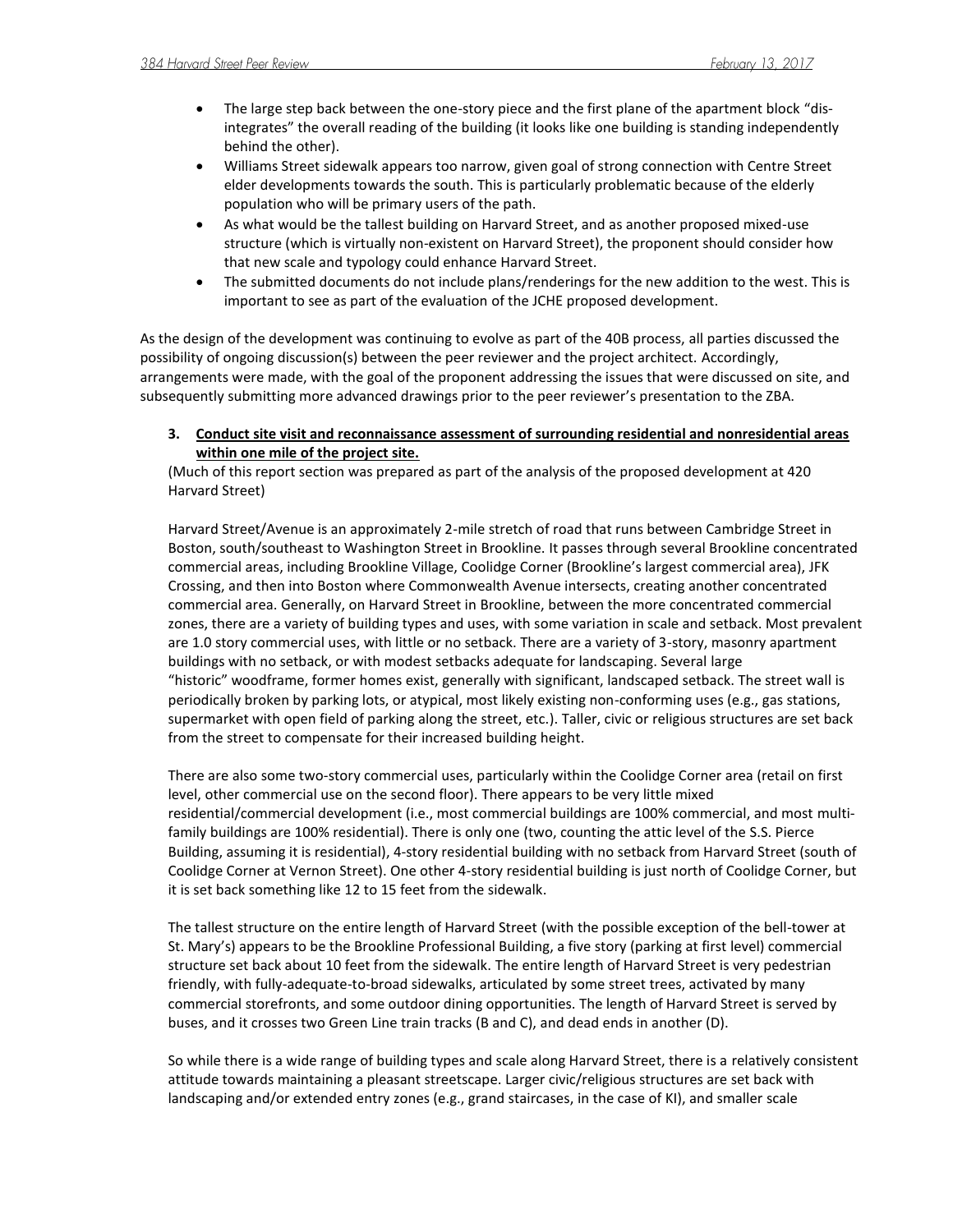- The large step back between the one-story piece and the first plane of the apartment block "dis-integrates" the overall reading of the building (it looks like one building is standing independently behind the other).
- Williams Street sidewalk appears too narrow, given goal of strong connection with Centre Street elder developments towards the south. This is particularly problematic because of the elderly population who will be primary users of the path.
- As what would be the tallest building on Harvard Street, and as another proposed mixed-use structure (which is virtually non-existent on Harvard Street), the proponent should consider how that new scale and typology could enhance Harvard Street.
- The submitted documents do not include plans/renderings for the new addition to the west. This is important to see as part of the evaluation of the JCHE proposed development.

As the design of the development was continuing to evolve as part of the 40B process, all parties discussed the possibility of ongoing discussion(s) between the peer reviewer and the project architect. Accordingly, arrangements were made, with the goal of the proponent addressing the issues that were discussed on site, and subsequently submitting more advanced drawings prior to the peer reviewer's presentation to the ZBA.

**3. <u>Conduct site visit and reconnaissance assessment of surrounding residential and nonresidential areas within one mile of the project site.</u>**

(Much of this report section was prepared as part of the analysis of the proposed development at 420 Harvard Street)

Harvard Street/Avenue is an approximately 2-mile stretch of road that runs between Cambridge Street in Boston, south/southeast to Washington Street in Brookline. It passes through several Brookline concentrated commercial areas, including Brookline Village, Coolidge Corner (Brookline's largest commercial area), JFK Crossing, and then into Boston where Commonwealth Avenue intersects, creating another concentrated commercial area. Generally, on Harvard Street in Brookline, between the more concentrated commercial zones, there are a variety of building types and uses, with some variation in scale and setback. Most prevalent are 1.0 story commercial uses, with little or no setback. There are a variety of 3-story, masonry apartment buildings with no setback, or with modest setbacks adequate for landscaping. Several large "historic" woodframe, former homes exist, generally with significant, landscaped setback. The street wall is periodically broken by parking lots, or atypical, most likely existing non-conforming uses (e.g., gas stations, supermarket with open field of parking along the street, etc.). Taller, civic or religious structures are set back from the street to compensate for their increased building height.

There are also some two-story commercial uses, particularly within the Coolidge Corner area (retail on first level, other commercial use on the second floor). There appears to be very little mixed residential/commercial development (i.e., most commercial buildings are 100% commercial, and most multi-family buildings are 100% residential). There is only one (two, counting the attic level of the S.S. Pierce Building, assuming it is residential), 4-story residential building with no setback from Harvard Street (south of Coolidge Corner at Vernon Street). One other 4-story residential building is just north of Coolidge Corner, but it is set back something like 12 to 15 feet from the sidewalk.

The tallest structure on the entire length of Harvard Street (with the possible exception of the bell-tower at St. Mary's) appears to be the Brookline Professional Building, a five story (parking at first level) commercial structure set back about 10 feet from the sidewalk. The entire length of Harvard Street is very pedestrian friendly, with fully-adequate-to-broad sidewalks, articulated by some street trees, activated by many commercial storefronts, and some outdoor dining opportunities. The length of Harvard Street is served by buses, and it crosses two Green Line train tracks (B and C), and dead ends in another (D).

So while there is a wide range of building types and scale along Harvard Street, there is a relatively consistent attitude towards maintaining a pleasant streetscape. Larger civic/religious structures are set back with landscaping and/or extended entry zones (e.g., grand staircases, in the case of KI), and smaller scale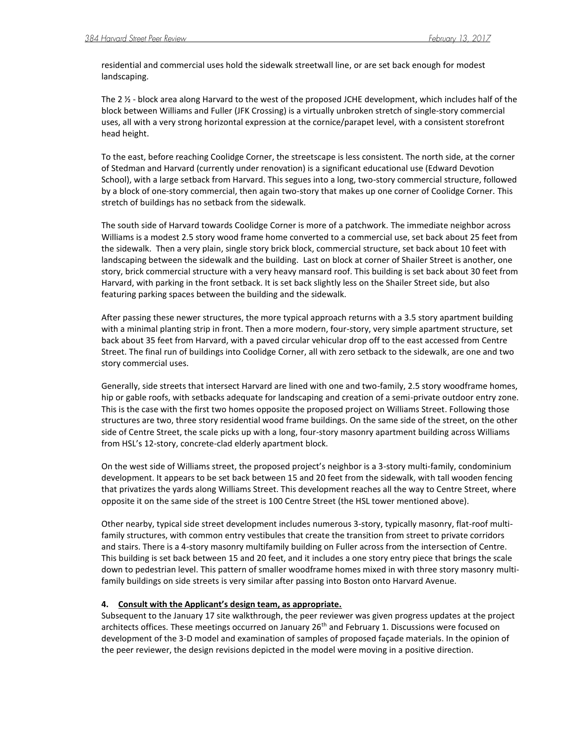residential and commercial uses hold the sidewalk streetwall line, or are set back enough for modest landscaping.

The 2 ½ - block area along Harvard to the west of the proposed JCHE development, which includes half of the block between Williams and Fuller (JFK Crossing) is a virtually unbroken stretch of single-story commercial uses, all with a very strong horizontal expression at the cornice/parapet level, with a consistent storefront head height.

To the east, before reaching Coolidge Corner, the streetscape is less consistent. The north side, at the corner of Stedman and Harvard (currently under renovation) is a significant educational use (Edward Devotion School), with a large setback from Harvard. This segues into a long, two-story commercial structure, followed by a block of one-story commercial, then again two-story that makes up one corner of Coolidge Corner. This stretch of buildings has no setback from the sidewalk.

The south side of Harvard towards Coolidge Corner is more of a patchwork. The immediate neighbor across Williams is a modest 2.5 story wood frame home converted to a commercial use, set back about 25 feet from the sidewalk. Then a very plain, single story brick block, commercial structure, set back about 10 feet with landscaping between the sidewalk and the building. Last on block at corner of Shailer Street is another, one story, brick commercial structure with a very heavy mansard roof. This building is set back about 30 feet from Harvard, with parking in the front setback. It is set back slightly less on the Shailer Street side, but also featuring parking spaces between the building and the sidewalk.

After passing these newer structures, the more typical approach returns with a 3.5 story apartment building with a minimal planting strip in front. Then a more modern, four-story, very simple apartment structure, set back about 35 feet from Harvard, with a paved circular vehicular drop off to the east accessed from Centre Street. The final run of buildings into Coolidge Corner, all with zero setback to the sidewalk, are one and two story commercial uses.

Generally, side streets that intersect Harvard are lined with one and two-family, 2.5 story woodframe homes, hip or gable roofs, with setbacks adequate for landscaping and creation of a semi-private outdoor entry zone. This is the case with the first two homes opposite the proposed project on Williams Street. Following those structures are two, three story residential wood frame buildings. On the same side of the street, on the other side of Centre Street, the scale picks up with a long, four-story masonry apartment building across Williams from HSL's 12-story, concrete-clad elderly apartment block.

On the west side of Williams street, the proposed project's neighbor is a 3-story multi-family, condominium development. It appears to be set back between 15 and 20 feet from the sidewalk, with tall wooden fencing that privatizes the yards along Williams Street. This development reaches all the way to Centre Street, where opposite it on the same side of the street is 100 Centre Street (the HSL tower mentioned above).

Other nearby, typical side street development includes numerous 3-story, typically masonry, flat-roof multi-family structures, with common entry vestibules that create the transition from street to private corridors and stairs. There is a 4-story masonry multifamily building on Fuller across from the intersection of Centre. This building is set back between 15 and 20 feet, and it includes a one story entry piece that brings the scale down to pedestrian level. This pattern of smaller woodframe homes mixed in with three story masonry multi-family buildings on side streets is very similar after passing into Boston onto Harvard Avenue.

**4. Consult with the Applicant's design team, as appropriate.**

Subsequent to the January 17 site walkthrough, the peer reviewer was given progress updates at the project architects offices. These meetings occurred on January 26th and February 1. Discussions were focused on development of the 3-D model and examination of samples of proposed façade materials. In the opinion of the peer reviewer, the design revisions depicted in the model were moving in a positive direction.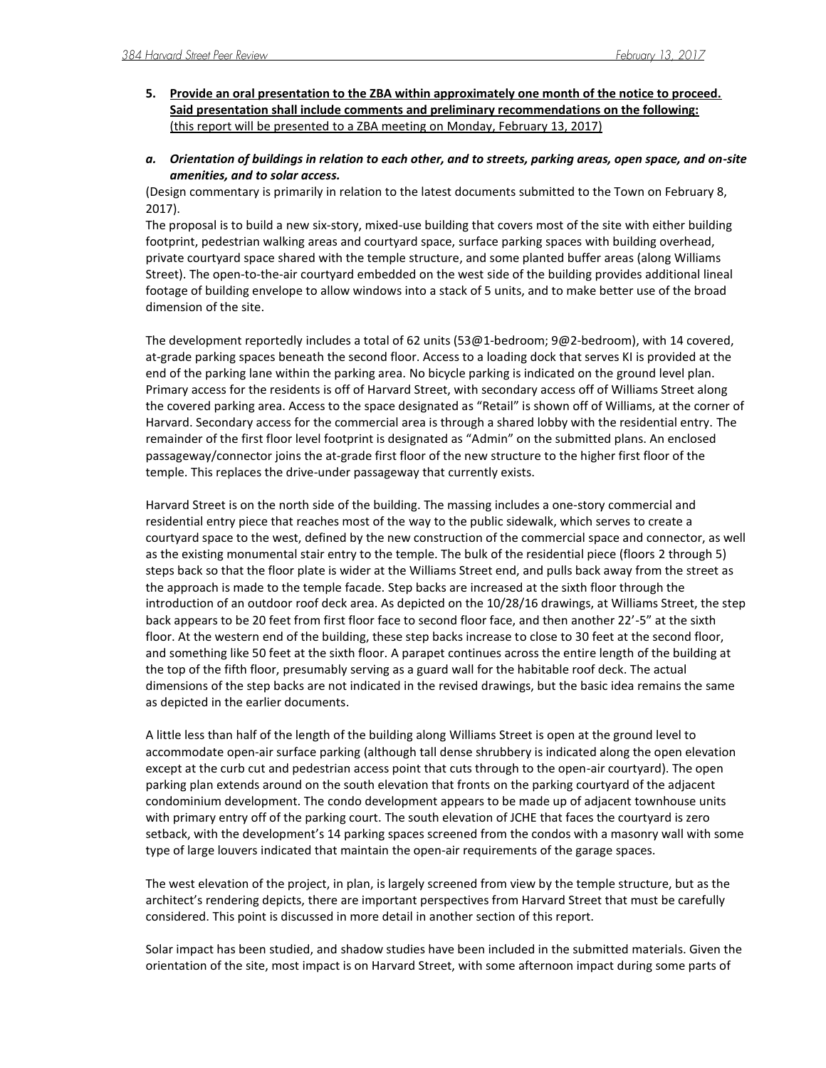**5. Provide an oral presentation to the ZBA within approximately one month of the notice to proceed. Said presentation shall include comments and preliminary recommendations on the following:**
(this report will be presented to a ZBA meeting on Monday, February 13, 2017)

***a. Orientation of buildings in relation to each other, and to streets, parking areas, open space, and on-site amenities, and to solar access.***

(Design commentary is primarily in relation to the latest documents submitted to the Town on February 8, 2017).

The proposal is to build a new six-story, mixed-use building that covers most of the site with either building footprint, pedestrian walking areas and courtyard space, surface parking spaces with building overhead, private courtyard space shared with the temple structure, and some planted buffer areas (along Williams Street). The open-to-the-air courtyard embedded on the west side of the building provides additional lineal footage of building envelope to allow windows into a stack of 5 units, and to make better use of the broad dimension of the site.

The development reportedly includes a total of 62 units (53@1-bedroom; 9@2-bedroom), with 14 covered, at-grade parking spaces beneath the second floor. Access to a loading dock that serves KI is provided at the end of the parking lane within the parking area. No bicycle parking is indicated on the ground level plan. Primary access for the residents is off of Harvard Street, with secondary access off of Williams Street along the covered parking area. Access to the space designated as "Retail" is shown off of Williams, at the corner of Harvard. Secondary access for the commercial area is through a shared lobby with the residential entry. The remainder of the first floor level footprint is designated as "Admin" on the submitted plans. An enclosed passageway/connector joins the at-grade first floor of the new structure to the higher first floor of the temple. This replaces the drive-under passageway that currently exists.

Harvard Street is on the north side of the building. The massing includes a one-story commercial and residential entry piece that reaches most of the way to the public sidewalk, which serves to create a courtyard space to the west, defined by the new construction of the commercial space and connector, as well as the existing monumental stair entry to the temple. The bulk of the residential piece (floors 2 through 5) steps back so that the floor plate is wider at the Williams Street end, and pulls back away from the street as the approach is made to the temple facade. Step backs are increased at the sixth floor through the introduction of an outdoor roof deck area. As depicted on the 10/28/16 drawings, at Williams Street, the step back appears to be 20 feet from first floor face to second floor face, and then another 22'-5" at the sixth floor. At the western end of the building, these step backs increase to close to 30 feet at the second floor, and something like 50 feet at the sixth floor. A parapet continues across the entire length of the building at the top of the fifth floor, presumably serving as a guard wall for the habitable roof deck. The actual dimensions of the step backs are not indicated in the revised drawings, but the basic idea remains the same as depicted in the earlier documents.

A little less than half of the length of the building along Williams Street is open at the ground level to accommodate open-air surface parking (although tall dense shrubbery is indicated along the open elevation except at the curb cut and pedestrian access point that cuts through to the open-air courtyard). The open parking plan extends around on the south elevation that fronts on the parking courtyard of the adjacent condominium development. The condo development appears to be made up of adjacent townhouse units with primary entry off of the parking court. The south elevation of JCHE that faces the courtyard is zero setback, with the development's 14 parking spaces screened from the condos with a masonry wall with some type of large louvers indicated that maintain the open-air requirements of the garage spaces.

The west elevation of the project, in plan, is largely screened from view by the temple structure, but as the architect's rendering depicts, there are important perspectives from Harvard Street that must be carefully considered. This point is discussed in more detail in another section of this report.

Solar impact has been studied, and shadow studies have been included in the submitted materials. Given the orientation of the site, most impact is on Harvard Street, with some afternoon impact during some parts of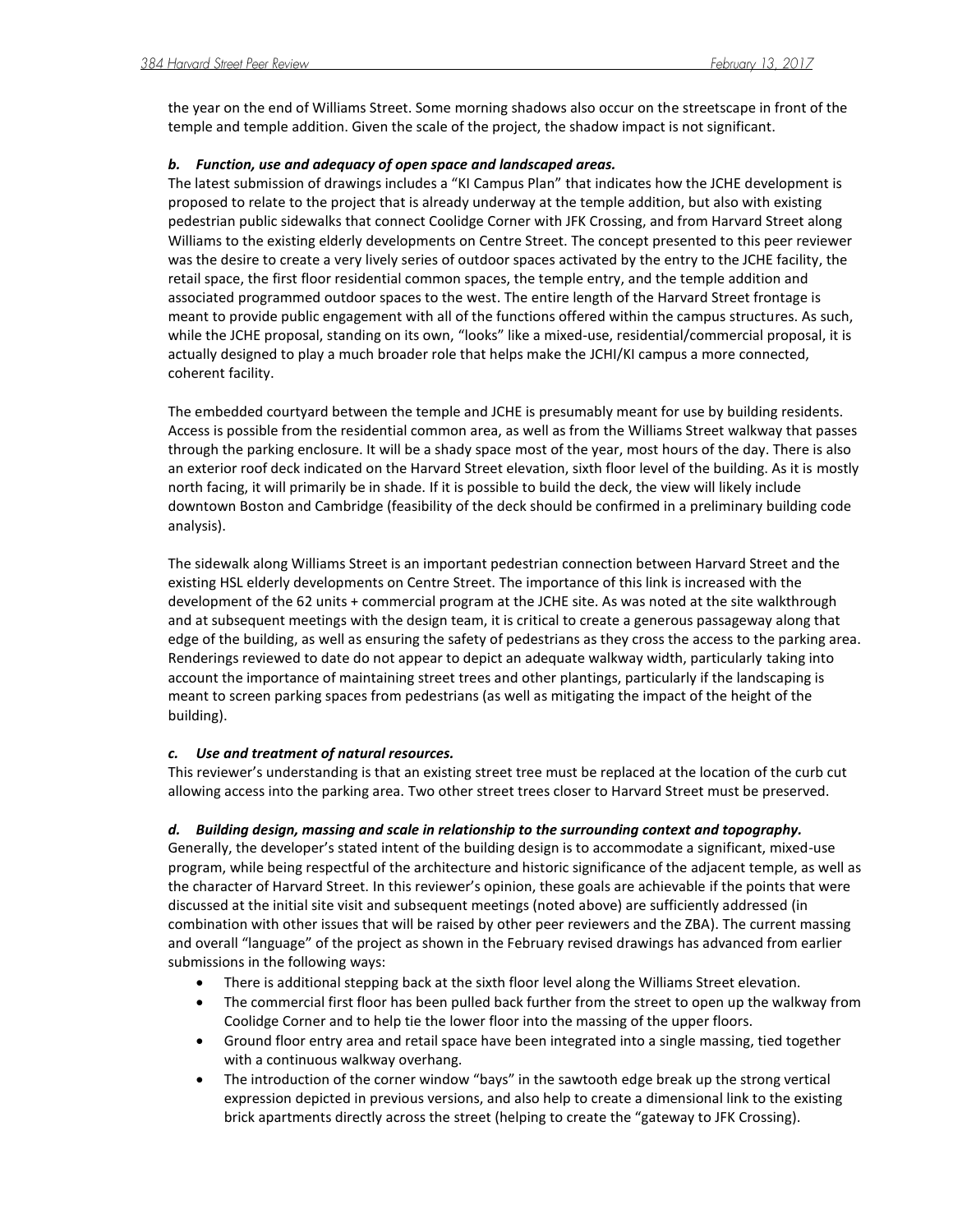the year on the end of Williams Street. Some morning shadows also occur on the streetscape in front of the temple and temple addition. Given the scale of the project, the shadow impact is not significant.

***b. Function, use and adequacy of open space and landscaped areas.***

The latest submission of drawings includes a "KI Campus Plan" that indicates how the JCHE development is proposed to relate to the project that is already underway at the temple addition, but also with existing pedestrian public sidewalks that connect Coolidge Corner with JFK Crossing, and from Harvard Street along Williams to the existing elderly developments on Centre Street. The concept presented to this peer reviewer was the desire to create a very lively series of outdoor spaces activated by the entry to the JCHE facility, the retail space, the first floor residential common spaces, the temple entry, and the temple addition and associated programmed outdoor spaces to the west. The entire length of the Harvard Street frontage is meant to provide public engagement with all of the functions offered within the campus structures. As such, while the JCHE proposal, standing on its own, "looks" like a mixed-use, residential/commercial proposal, it is actually designed to play a much broader role that helps make the JCHI/KI campus a more connected, coherent facility.

The embedded courtyard between the temple and JCHE is presumably meant for use by building residents. Access is possible from the residential common area, as well as from the Williams Street walkway that passes through the parking enclosure. It will be a shady space most of the year, most hours of the day. There is also an exterior roof deck indicated on the Harvard Street elevation, sixth floor level of the building. As it is mostly north facing, it will primarily be in shade. If it is possible to build the deck, the view will likely include downtown Boston and Cambridge (feasibility of the deck should be confirmed in a preliminary building code analysis).

The sidewalk along Williams Street is an important pedestrian connection between Harvard Street and the existing HSL elderly developments on Centre Street. The importance of this link is increased with the development of the 62 units + commercial program at the JCHE site. As was noted at the site walkthrough and at subsequent meetings with the design team, it is critical to create a generous passageway along that edge of the building, as well as ensuring the safety of pedestrians as they cross the access to the parking area. Renderings reviewed to date do not appear to depict an adequate walkway width, particularly taking into account the importance of maintaining street trees and other plantings, particularly if the landscaping is meant to screen parking spaces from pedestrians (as well as mitigating the impact of the height of the building).

***c. Use and treatment of natural resources.***

This reviewer's understanding is that an existing street tree must be replaced at the location of the curb cut allowing access into the parking area. Two other street trees closer to Harvard Street must be preserved.

***d. Building design, massing and scale in relationship to the surrounding context and topography.***

Generally, the developer's stated intent of the building design is to accommodate a significant, mixed-use program, while being respectful of the architecture and historic significance of the adjacent temple, as well as the character of Harvard Street. In this reviewer's opinion, these goals are achievable if the points that were discussed at the initial site visit and subsequent meetings (noted above) are sufficiently addressed (in combination with other issues that will be raised by other peer reviewers and the ZBA). The current massing and overall "language" of the project as shown in the February revised drawings has advanced from earlier submissions in the following ways:

- There is additional stepping back at the sixth floor level along the Williams Street elevation.
- The commercial first floor has been pulled back further from the street to open up the walkway from Coolidge Corner and to help tie the lower floor into the massing of the upper floors.
- Ground floor entry area and retail space have been integrated into a single massing, tied together with a continuous walkway overhang.
- The introduction of the corner window "bays" in the sawtooth edge break up the strong vertical expression depicted in previous versions, and also help to create a dimensional link to the existing brick apartments directly across the street (helping to create the "gateway to JFK Crossing).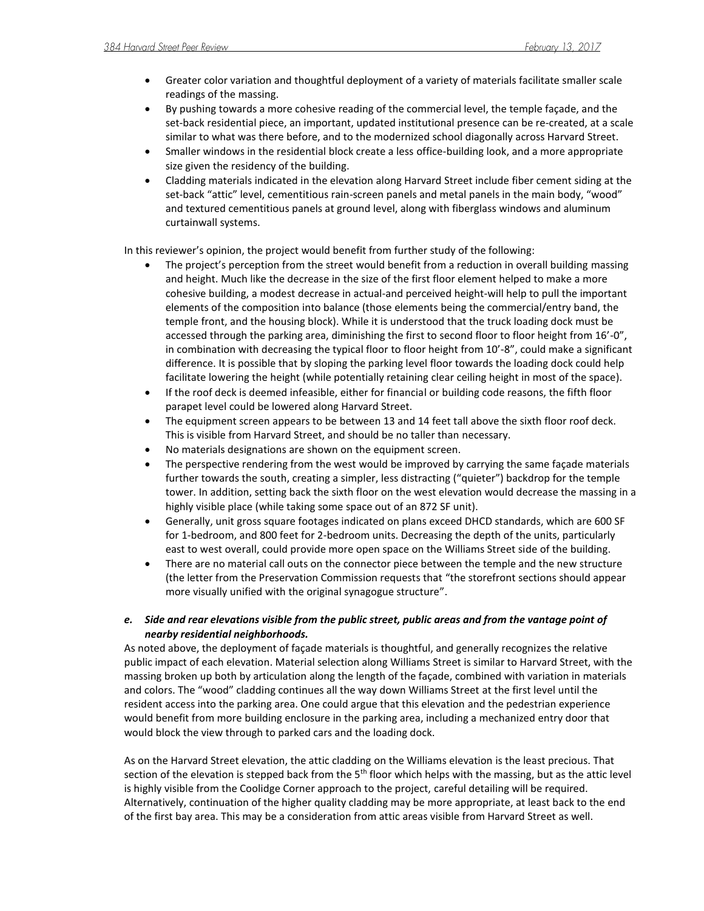- Greater color variation and thoughtful deployment of a variety of materials facilitate smaller scale readings of the massing.
- By pushing towards a more cohesive reading of the commercial level, the temple façade, and the set-back residential piece, an important, updated institutional presence can be re-created, at a scale similar to what was there before, and to the modernized school diagonally across Harvard Street.
- Smaller windows in the residential block create a less office-building look, and a more appropriate size given the residency of the building.
- Cladding materials indicated in the elevation along Harvard Street include fiber cement siding at the set-back "attic" level, cementitious rain-screen panels and metal panels in the main body, "wood" and textured cementitious panels at ground level, along with fiberglass windows and aluminum curtainwall systems.

In this reviewer's opinion, the project would benefit from further study of the following:

- The project's perception from the street would benefit from a reduction in overall building massing and height. Much like the decrease in the size of the first floor element helped to make a more cohesive building, a modest decrease in actual-and perceived height-will help to pull the important elements of the composition into balance (those elements being the commercial/entry band, the temple front, and the housing block). While it is understood that the truck loading dock must be accessed through the parking area, diminishing the first to second floor to floor height from 16'-0", in combination with decreasing the typical floor to floor height from 10'-8", could make a significant difference. It is possible that by sloping the parking level floor towards the loading dock could help facilitate lowering the height (while potentially retaining clear ceiling height in most of the space).
- If the roof deck is deemed infeasible, either for financial or building code reasons, the fifth floor parapet level could be lowered along Harvard Street.
- The equipment screen appears to be between 13 and 14 feet tall above the sixth floor roof deck. This is visible from Harvard Street, and should be no taller than necessary.
- No materials designations are shown on the equipment screen.
- The perspective rendering from the west would be improved by carrying the same façade materials further towards the south, creating a simpler, less distracting ("quieter") backdrop for the temple tower. In addition, setting back the sixth floor on the west elevation would decrease the massing in a highly visible place (while taking some space out of an 872 SF unit).
- Generally, unit gross square footages indicated on plans exceed DHCD standards, which are 600 SF for 1-bedroom, and 800 feet for 2-bedroom units. Decreasing the depth of the units, particularly east to west overall, could provide more open space on the Williams Street side of the building.
- There are no material call outs on the connector piece between the temple and the new structure (the letter from the Preservation Commission requests that "the storefront sections should appear more visually unified with the original synagogue structure".

### *e. Side and rear elevations visible from the public street, public areas and from the vantage point of nearby residential neighborhoods.*

As noted above, the deployment of façade materials is thoughtful, and generally recognizes the relative public impact of each elevation. Material selection along Williams Street is similar to Harvard Street, with the massing broken up both by articulation along the length of the façade, combined with variation in materials and colors. The "wood" cladding continues all the way down Williams Street at the first level until the resident access into the parking area. One could argue that this elevation and the pedestrian experience would benefit from more building enclosure in the parking area, including a mechanized entry door that would block the view through to parked cars and the loading dock.

As on the Harvard Street elevation, the attic cladding on the Williams elevation is the least precious. That section of the elevation is stepped back from the 5th floor which helps with the massing, but as the attic level is highly visible from the Coolidge Corner approach to the project, careful detailing will be required. Alternatively, continuation of the higher quality cladding may be more appropriate, at least back to the end of the first bay area. This may be a consideration from attic areas visible from Harvard Street as well.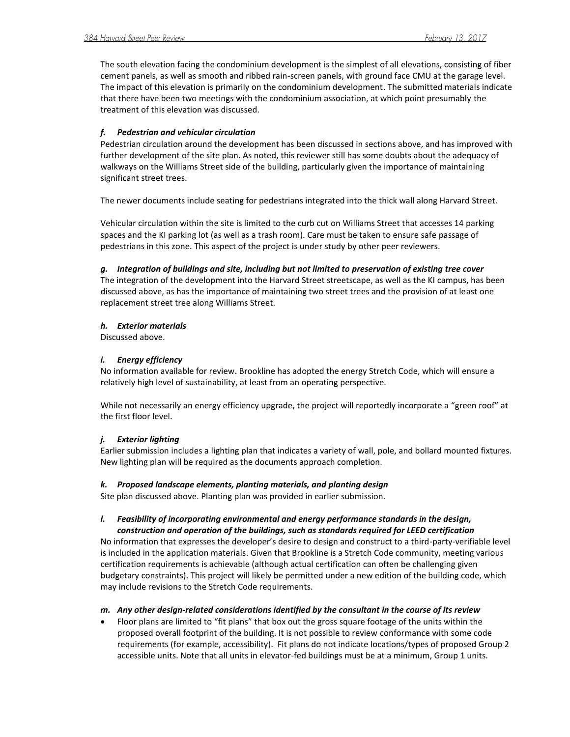The south elevation facing the condominium development is the simplest of all elevations, consisting of fiber cement panels, as well as smooth and ribbed rain-screen panels, with ground face CMU at the garage level. The impact of this elevation is primarily on the condominium development. The submitted materials indicate that there have been two meetings with the condominium association, at which point presumably the treatment of this elevation was discussed.

### *f. Pedestrian and vehicular circulation*

Pedestrian circulation around the development has been discussed in sections above, and has improved with further development of the site plan. As noted, this reviewer still has some doubts about the adequacy of walkways on the Williams Street side of the building, particularly given the importance of maintaining significant street trees.

The newer documents include seating for pedestrians integrated into the thick wall along Harvard Street.

Vehicular circulation within the site is limited to the curb cut on Williams Street that accesses 14 parking spaces and the KI parking lot (as well as a trash room). Care must be taken to ensure safe passage of pedestrians in this zone. This aspect of the project is under study by other peer reviewers.

### *g. Integration of buildings and site, including but not limited to preservation of existing tree cover*

The integration of the development into the Harvard Street streetscape, as well as the KI campus, has been discussed above, as has the importance of maintaining two street trees and the provision of at least one replacement street tree along Williams Street.

### *h. Exterior materials*

Discussed above.

### *i. Energy efficiency*

No information available for review. Brookline has adopted the energy Stretch Code, which will ensure a relatively high level of sustainability, at least from an operating perspective.

While not necessarily an energy efficiency upgrade, the project will reportedly incorporate a "green roof" at the first floor level.

### *j. Exterior lighting*

Earlier submission includes a lighting plan that indicates a variety of wall, pole, and bollard mounted fixtures. New lighting plan will be required as the documents approach completion.

### *k. Proposed landscape elements, planting materials, and planting design*

Site plan discussed above. Planting plan was provided in earlier submission.

### *l. Feasibility of incorporating environmental and energy performance standards in the design, construction and operation of the buildings, such as standards required for LEED certification*

No information that expresses the developer's desire to design and construct to a third-party-verifiable level is included in the application materials. Given that Brookline is a Stretch Code community, meeting various certification requirements is achievable (although actual certification can often be challenging given budgetary constraints). This project will likely be permitted under a new edition of the building code, which may include revisions to the Stretch Code requirements.

### *m. Any other design-related considerations identified by the consultant in the course of its review*

- Floor plans are limited to "fit plans" that box out the gross square footage of the units within the proposed overall footprint of the building. It is not possible to review conformance with some code requirements (for example, accessibility). Fit plans do not indicate locations/types of proposed Group 2 accessible units. Note that all units in elevator-fed buildings must be at a minimum, Group 1 units.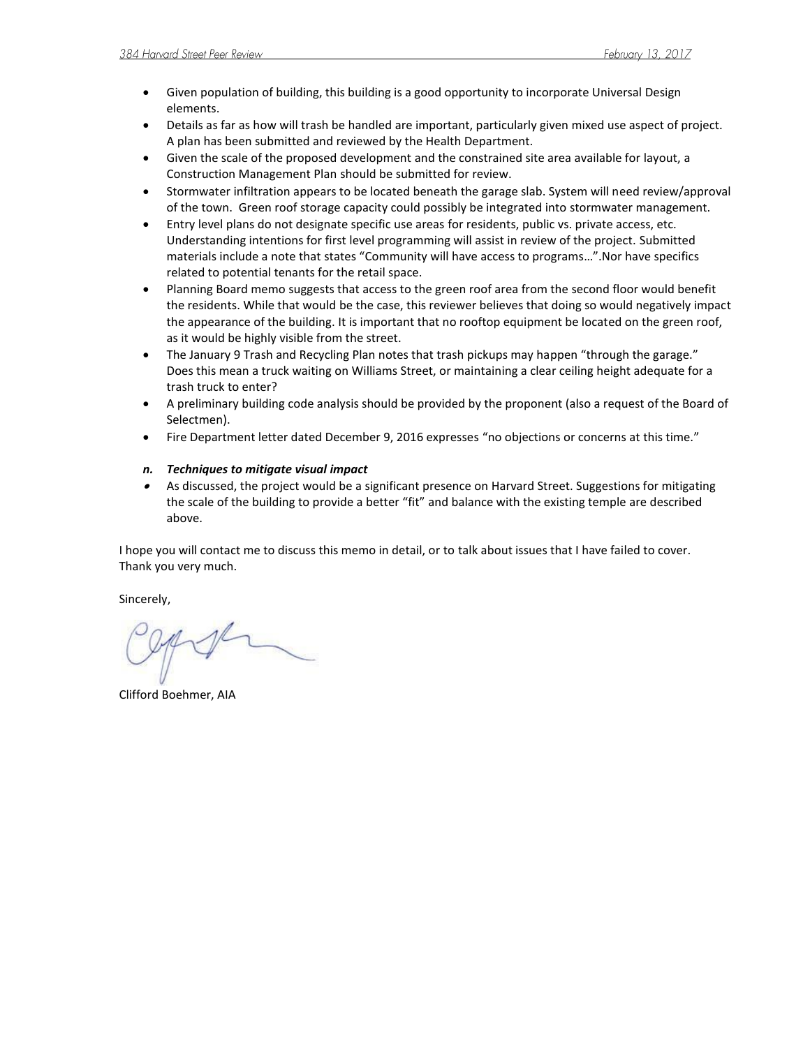- Given population of building, this building is a good opportunity to incorporate Universal Design elements.
- Details as far as how will trash be handled are important, particularly given mixed use aspect of project. A plan has been submitted and reviewed by the Health Department.
- Given the scale of the proposed development and the constrained site area available for layout, a Construction Management Plan should be submitted for review.
- Stormwater infiltration appears to be located beneath the garage slab. System will need review/approval of the town. Green roof storage capacity could possibly be integrated into stormwater management.
- Entry level plans do not designate specific use areas for residents, public vs. private access, etc. Understanding intentions for first level programming will assist in review of the project. Submitted materials include a note that states "Community will have access to programs…".Nor have specifics related to potential tenants for the retail space.
- Planning Board memo suggests that access to the green roof area from the second floor would benefit the residents. While that would be the case, this reviewer believes that doing so would negatively impact the appearance of the building. It is important that no rooftop equipment be located on the green roof, as it would be highly visible from the street.
- The January 9 Trash and Recycling Plan notes that trash pickups may happen "through the garage." Does this mean a truck waiting on Williams Street, or maintaining a clear ceiling height adequate for a trash truck to enter?
- A preliminary building code analysis should be provided by the proponent (also a request of the Board of Selectmen).
- Fire Department letter dated December 9, 2016 expresses "no objections or concerns at this time."

***n. Techniques to mitigate visual impact***

- As discussed, the project would be a significant presence on Harvard Street. Suggestions for mitigating the scale of the building to provide a better "fit" and balance with the existing temple are described above.

I hope you will contact me to discuss this memo in detail, or to talk about issues that I have failed to cover. Thank you very much.

Sincerely,

Clifford Boehmer, AIA